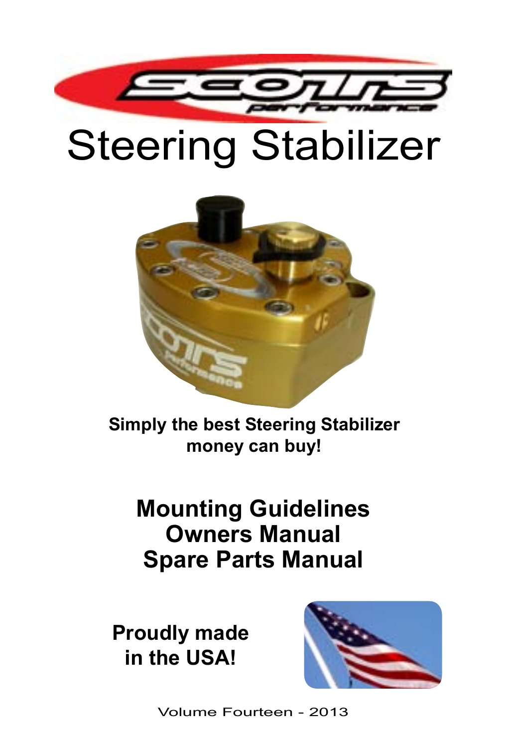# Steering Stabilizer

**Simply the best Steering Stabilizer money can buy!**

## Mounting Guidelines
## Owners Manual
## Spare Parts Manual

**Proudly made in the USA!**

Volume Fourteen - 2013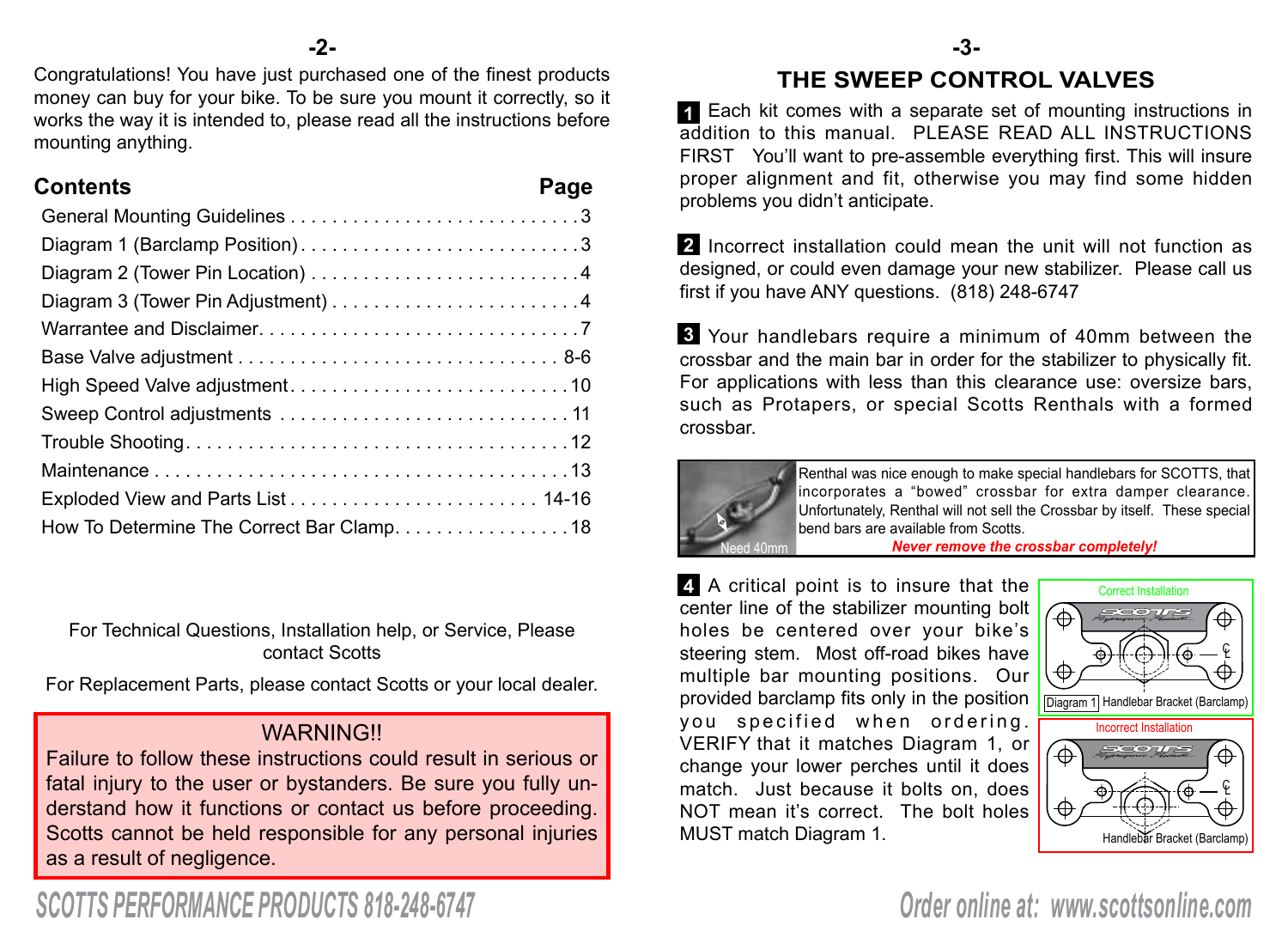Congratulations! You have just purchased one of the finest products money can buy for your bike. To be sure you mount it correctly, so it works the way it is intended to, please read all the instructions before mounting anything.

## Contents

| Contents | Page |
|---|---|
| General Mounting Guidelines | 3 |
| Diagram 1 (Barclamp Position) | 3 |
| Diagram 2 (Tower Pin Location) | 4 |
| Diagram 3 (Tower Pin Adjustment) | 4 |
| Warrantee and Disclaimer | 7 |
| Base Valve adjustment | 8-6 |
| High Speed Valve adjustment | 10 |
| Sweep Control adjustments | 11 |
| Trouble Shooting | 12 |
| Maintenance | 13 |
| Exploded View and Parts List | 14-16 |
| How To Determine The Correct Bar Clamp | 18 |

For Technical Questions, Installation help, or Service, Please contact Scotts

For Replacement Parts, please contact Scotts or your local dealer.

**WARNING!!**
Failure to follow these instructions could result in serious or fatal injury to the user or bystanders. Be sure you fully understand how it functions or contact us before proceeding. Scotts cannot be held responsible for any personal injuries as a result of negligence.

# THE SWEEP CONTROL VALVES

**1** Each kit comes with a separate set of mounting instructions in addition to this manual. PLEASE READ ALL INSTRUCTIONS FIRST You'll want to pre-assemble everything first. This will insure proper alignment and fit, otherwise you may find some hidden problems you didn't anticipate.

**2** Incorrect installation could mean the unit will not function as designed, or could even damage your new stabilizer. Please call us first if you have ANY questions. (818) 248-6747

**3** Your handlebars require a minimum of 40mm between the crossbar and the main bar in order for the stabilizer to physically fit. For applications with less than this clearance use: oversize bars, such as Protapers, or special Scotts Renthals with a formed crossbar.

Need 40mm

Renthal was nice enough to make special handlebars for SCOTTS, that incorporates a "bowed" crossbar for extra damper clearance. Unfortunately, Renthal will not sell the Crossbar by itself. These special bend bars are available from Scotts.

***Never remove the crossbar completely!***

**4** A critical point is to insure that the center line of the stabilizer mounting bolt holes be centered over your bike's steering stem. Most off-road bikes have multiple bar mounting positions. Our provided barclamp fits only in the position you specified when ordering. VERIFY that it matches Diagram 1, or change your lower perches until it does match. Just because it bolts on, does NOT mean it's correct. The bolt holes MUST match Diagram 1.

Correct Installation

Diagram 1 Handlebar Bracket (Barclamp)

Incorrect Installation

Handlebar Bracket (Barclamp)

SCOTTS PERFORMANCE PRODUCTS 818-248-6747

Order online at: www.scottsonline.com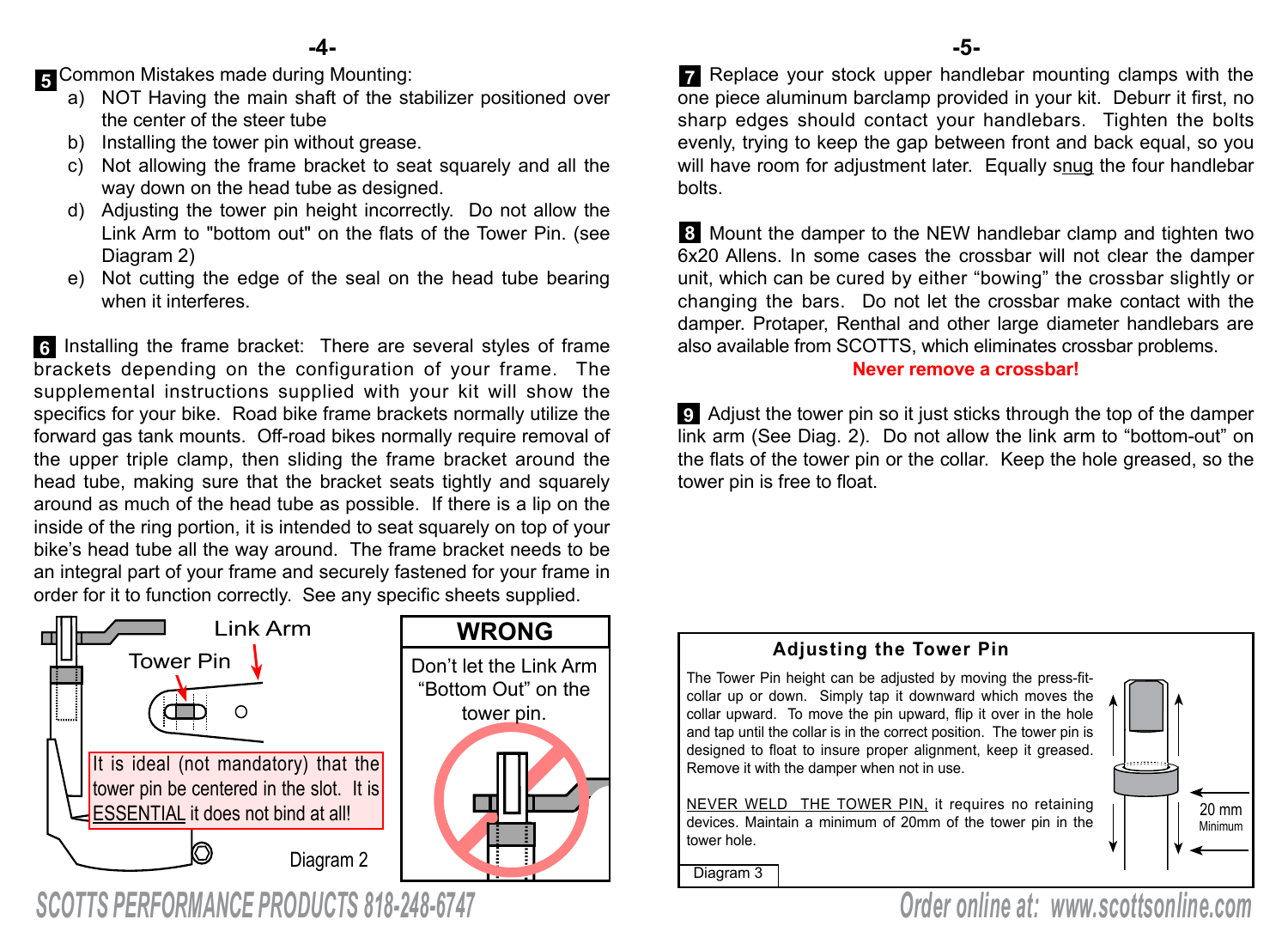**5** Common Mistakes made during Mounting:

a) NOT Having the main shaft of the stabilizer positioned over the center of the steer tube
b) Installing the tower pin without grease.
c) Not allowing the frame bracket to seat squarely and all the way down on the head tube as designed.
d) Adjusting the tower pin height incorrectly. Do not allow the Link Arm to "bottom out" on the flats of the Tower Pin. (see Diagram 2)
e) Not cutting the edge of the seal on the head tube bearing when it interferes.

**6** Installing the frame bracket: There are several styles of frame brackets depending on the configuration of your frame. The supplemental instructions supplied with your kit will show the specifics for your bike. Road bike frame brackets normally utilize the forward gas tank mounts. Off-road bikes normally require removal of the upper triple clamp, then sliding the frame bracket around the head tube, making sure that the bracket seats tightly and squarely around as much of the head tube as possible. If there is a lip on the inside of the ring portion, it is intended to seat squarely on top of your bike's head tube all the way around. The frame bracket needs to be an integral part of your frame and securely fastened for your frame in order for it to function correctly. See any specific sheets supplied.

Link Arm

Tower Pin

It is ideal (not mandatory) that the tower pin be centered in the slot. It is ESSENTIAL it does not bind at all!

Diagram 2

**WRONG**

Don't let the Link Arm "Bottom Out" on the tower pin.

**7** Replace your stock upper handlebar mounting clamps with the one piece aluminum barclamp provided in your kit. Deburr it first, no sharp edges should contact your handlebars. Tighten the bolts evenly, trying to keep the gap between front and back equal, so you will have room for adjustment later. Equally snug the four handlebar bolts.

**8** Mount the damper to the NEW handlebar clamp and tighten two 6x20 Allens. In some cases the crossbar will not clear the damper unit, which can be cured by either "bowing" the crossbar slightly or changing the bars. Do not let the crossbar make contact with the damper. Protaper, Renthal and other large diameter handlebars are also available from SCOTTS, which eliminates crossbar problems.

**Never remove a crossbar!**

**9** Adjust the tower pin so it just sticks through the top of the damper link arm (See Diag. 2). Do not allow the link arm to "bottom-out" on the flats of the tower pin or the collar. Keep the hole greased, so the tower pin is free to float.

**Adjusting the Tower Pin**

The Tower Pin height can be adjusted by moving the press-fit-collar up or down. Simply tap it downward which moves the collar upward. To move the pin upward, flip it over in the hole and tap until the collar is in the correct position. The tower pin is designed to float to insure proper alignment, keep it greased. Remove it with the damper when not in use.

NEVER WELD THE TOWER PIN, it requires no retaining devices. Maintain a minimum of 20mm of the tower pin in the tower hole.

20 mm Minimum

Diagram 3

SCOTTS PERFORMANCE PRODUCTS 818-248-6747

Order online at: www.scottsonline.com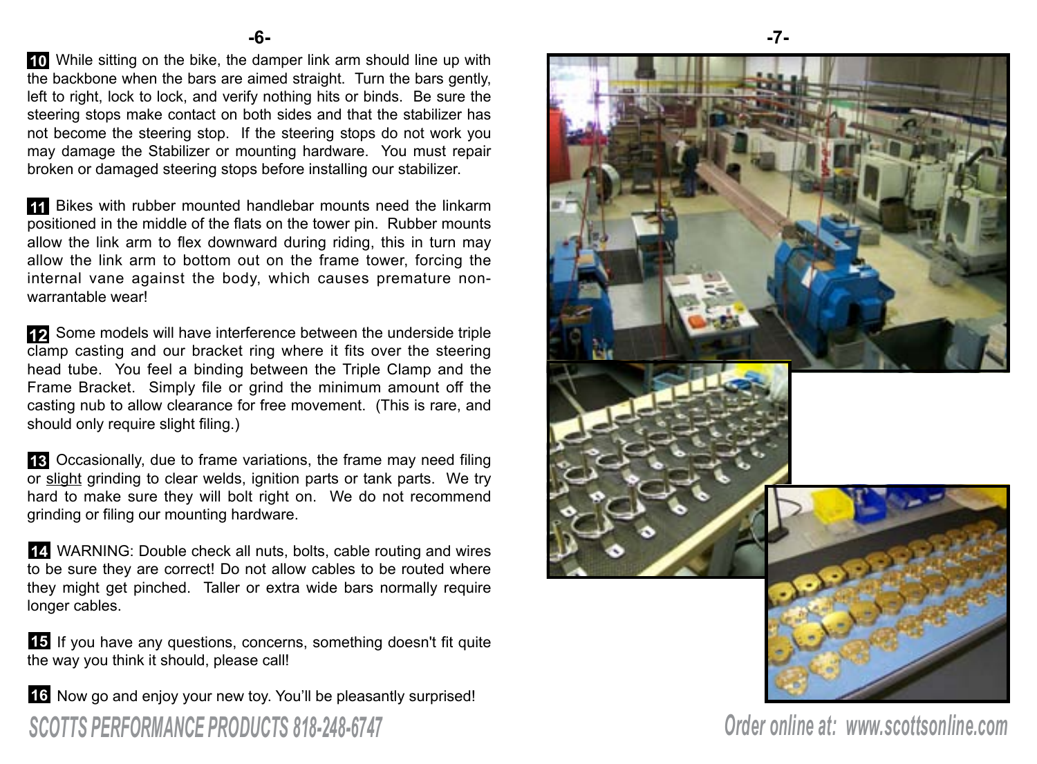**10** While sitting on the bike, the damper link arm should line up with the backbone when the bars are aimed straight. Turn the bars gently, left to right, lock to lock, and verify nothing hits or binds. Be sure the steering stops make contact on both sides and that the stabilizer has not become the steering stop. If the steering stops do not work you may damage the Stabilizer or mounting hardware. You must repair broken or damaged steering stops before installing our stabilizer.

**11** Bikes with rubber mounted handlebar mounts need the linkarm positioned in the middle of the flats on the tower pin. Rubber mounts allow the link arm to flex downward during riding, this in turn may allow the link arm to bottom out on the frame tower, forcing the internal vane against the body, which causes premature non-warrantable wear!

**12** Some models will have interference between the underside triple clamp casting and our bracket ring where it fits over the steering head tube. You feel a binding between the Triple Clamp and the Frame Bracket. Simply file or grind the minimum amount off the casting nub to allow clearance for free movement. (This is rare, and should only require slight filing.)

**13** Occasionally, due to frame variations, the frame may need filing or slight grinding to clear welds, ignition parts or tank parts. We try hard to make sure they will bolt right on. We do not recommend grinding or filing our mounting hardware.

**14** WARNING: Double check all nuts, bolts, cable routing and wires to be sure they are correct! Do not allow cables to be routed where they might get pinched. Taller or extra wide bars normally require longer cables.

**15** If you have any questions, concerns, something doesn't fit quite the way you think it should, please call!

**16** Now go and enjoy your new toy. You'll be pleasantly surprised!

***SCOTTS PERFORMANCE PRODUCTS 818-248-6747***

***Order online at: www.scottsonline.com***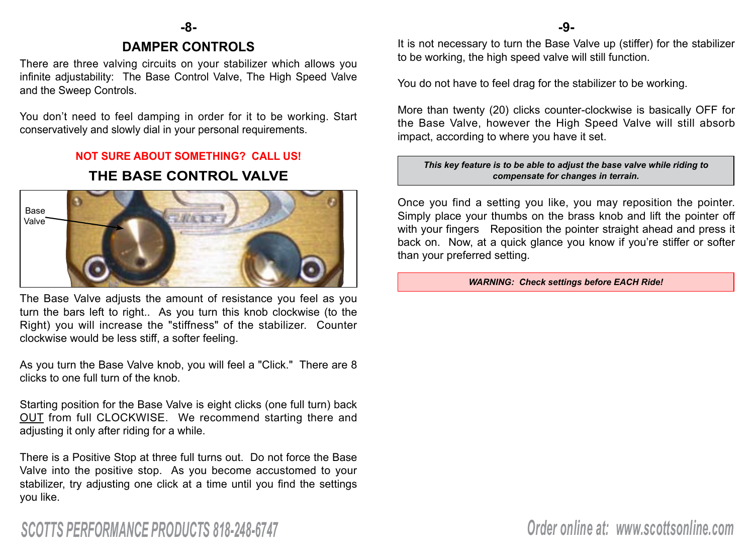## DAMPER CONTROLS

There are three valving circuits on your stabilizer which allows you infinite adjustability: The Base Control Valve, The High Speed Valve and the Sweep Controls.

You don't need to feel damping in order for it to be working. Start conservatively and slowly dial in your personal requirements.

**NOT SURE ABOUT SOMETHING? CALL US!**

### THE BASE CONTROL VALVE

Base Valve

The Base Valve adjusts the amount of resistance you feel as you turn the bars left to right.. As you turn this knob clockwise (to the Right) you will increase the "stiffness" of the stabilizer. Counter clockwise would be less stiff, a softer feeling.

As you turn the Base Valve knob, you will feel a "Click." There are 8 clicks to one full turn of the knob.

Starting position for the Base Valve is eight clicks (one full turn) back OUT from full CLOCKWISE. We recommend starting there and adjusting it only after riding for a while.

There is a Positive Stop at three full turns out. Do not force the Base Valve into the positive stop. As you become accustomed to your stabilizer, try adjusting one click at a time until you find the settings you like.

It is not necessary to turn the Base Valve up (stiffer) for the stabilizer to be working, the high speed valve will still function.

You do not have to feel drag for the stabilizer to be working.

More than twenty (20) clicks counter-clockwise is basically OFF for the Base Valve, however the High Speed Valve will still absorb impact, according to where you have it set.

***This key feature is to be able to adjust the base valve while riding to compensate for changes in terrain.***

Once you find a setting you like, you may reposition the pointer. Simply place your thumbs on the brass knob and lift the pointer off with your fingers Reposition the pointer straight ahead and press it back on. Now, at a quick glance you know if you're stiffer or softer than your preferred setting.

***WARNING: Check settings before EACH Ride!***

SCOTTS PERFORMANCE PRODUCTS 818-248-6747

Order online at: www.scottsonline.com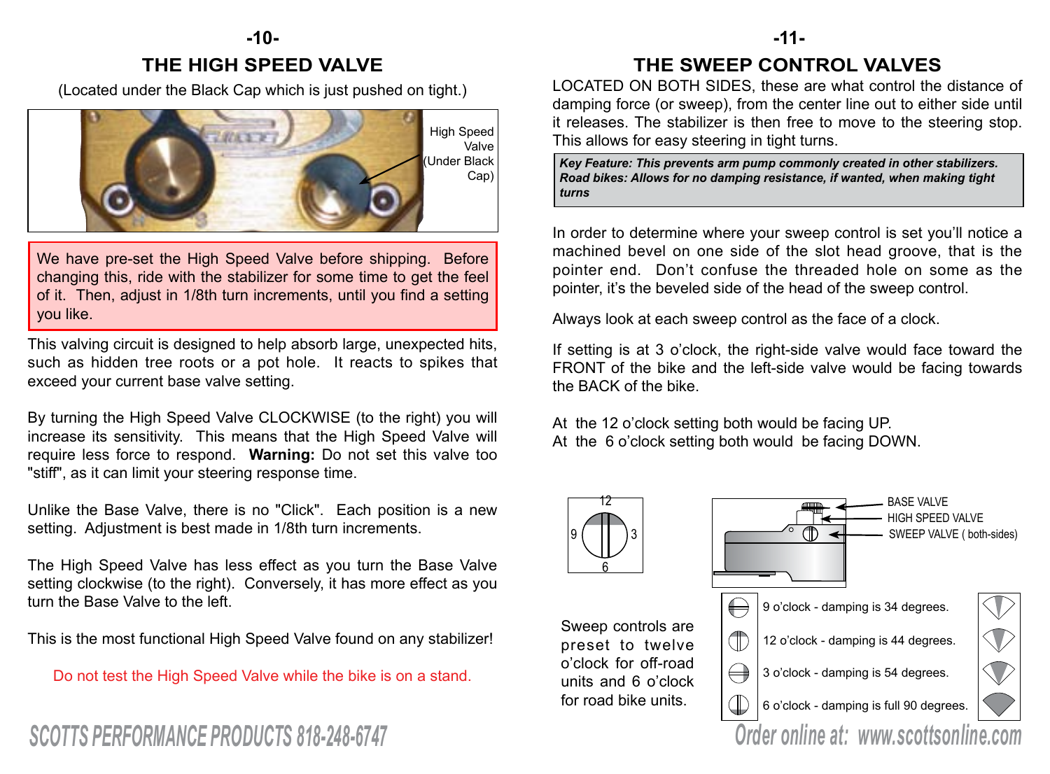## THE HIGH SPEED VALVE

(Located under the Black Cap which is just pushed on tight.)

High Speed Valve (Under Black Cap)

We have pre-set the High Speed Valve before shipping. Before changing this, ride with the stabilizer for some time to get the feel of it. Then, adjust in 1/8th turn increments, until you find a setting you like.

This valving circuit is designed to help absorb large, unexpected hits, such as hidden tree roots or a pot hole. It reacts to spikes that exceed your current base valve setting.

By turning the High Speed Valve CLOCKWISE (to the right) you will increase its sensitivity. This means that the High Speed Valve will require less force to respond. **Warning:** Do not set this valve too "stiff", as it can limit your steering response time.

Unlike the Base Valve, there is no "Click". Each position is a new setting. Adjustment is best made in 1/8th turn increments.

The High Speed Valve has less effect as you turn the Base Valve setting clockwise (to the right). Conversely, it has more effect as you turn the Base Valve to the left.

This is the most functional High Speed Valve found on any stabilizer!

Do not test the High Speed Valve while the bike is on a stand.

## THE SWEEP CONTROL VALVES

LOCATED ON BOTH SIDES, these are what control the distance of damping force (or sweep), from the center line out to either side until it releases. The stabilizer is then free to move to the steering stop. This allows for easy steering in tight turns.

***Key Feature: This prevents arm pump commonly created in other stabilizers. Road bikes: Allows for no damping resistance, if wanted, when making tight turns***

In order to determine where your sweep control is set you'll notice a machined bevel on one side of the slot head groove, that is the pointer end. Don't confuse the threaded hole on some as the pointer, it's the beveled side of the head of the sweep control.

Always look at each sweep control as the face of a clock.

If setting is at 3 o'clock, the right-side valve would face toward the FRONT of the bike and the left-side valve would be facing towards the BACK of the bike.

At the 12 o'clock setting both would be facing UP.
At the 6 o'clock setting both would be facing DOWN.

12 / 9 / 3 / 6

BASE VALVE
HIGH SPEED VALVE
SWEEP VALVE ( both-sides)

Sweep controls are preset to twelve o'clock for off-road units and 6 o'clock for road bike units.

9 o'clock - damping is 34 degrees.
12 o'clock - damping is 44 degrees.
3 o'clock - damping is 54 degrees.
6 o'clock - damping is full 90 degrees.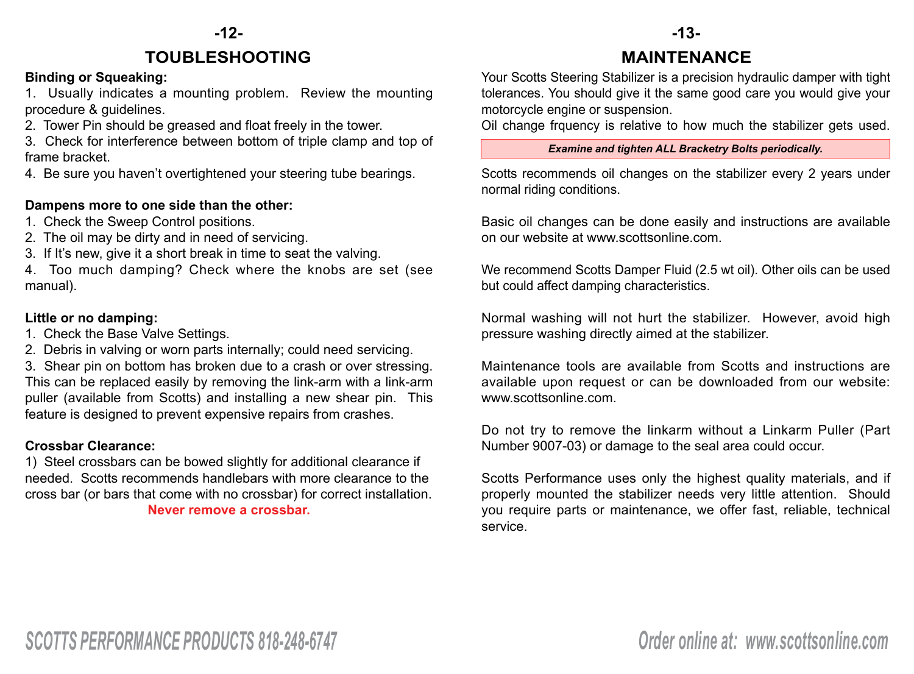## TOUBLESHOOTING

**Binding or Squeaking:**

1. Usually indicates a mounting problem. Review the mounting procedure & guidelines.
2. Tower Pin should be greased and float freely in the tower.
3. Check for interference between bottom of triple clamp and top of frame bracket.
4. Be sure you haven't overtightened your steering tube bearings.

**Dampens more to one side than the other:**

1. Check the Sweep Control positions.
2. The oil may be dirty and in need of servicing.
3. If It's new, give it a short break in time to seat the valving.
4. Too much damping? Check where the knobs are set (see manual).

**Little or no damping:**

1. Check the Base Valve Settings.
2. Debris in valving or worn parts internally; could need servicing.
3. Shear pin on bottom has broken due to a crash or over stressing. This can be replaced easily by removing the link-arm with a link-arm puller (available from Scotts) and installing a new shear pin. This feature is designed to prevent expensive repairs from crashes.

**Crossbar Clearance:**

1) Steel crossbars can be bowed slightly for additional clearance if needed. Scotts recommends handlebars with more clearance to the cross bar (or bars that come with no crossbar) for correct installation.

**Never remove a crossbar.**

## MAINTENANCE

Your Scotts Steering Stabilizer is a precision hydraulic damper with tight tolerances. You should give it the same good care you would give your motorcycle engine or suspension.

Oil change frquency is relative to how much the stabilizer gets used.

***Examine and tighten ALL Bracketry Bolts periodically.***

Scotts recommends oil changes on the stabilizer every 2 years under normal riding conditions.

Basic oil changes can be done easily and instructions are available on our website at www.scottsonline.com.

We recommend Scotts Damper Fluid (2.5 wt oil). Other oils can be used but could affect damping characteristics.

Normal washing will not hurt the stabilizer. However, avoid high pressure washing directly aimed at the stabilizer.

Maintenance tools are available from Scotts and instructions are available upon request or can be downloaded from our website: www.scottsonline.com.

Do not try to remove the linkarm without a Linkarm Puller (Part Number 9007-03) or damage to the seal area could occur.

Scotts Performance uses only the highest quality materials, and if properly mounted the stabilizer needs very little attention. Should you require parts or maintenance, we offer fast, reliable, technical service.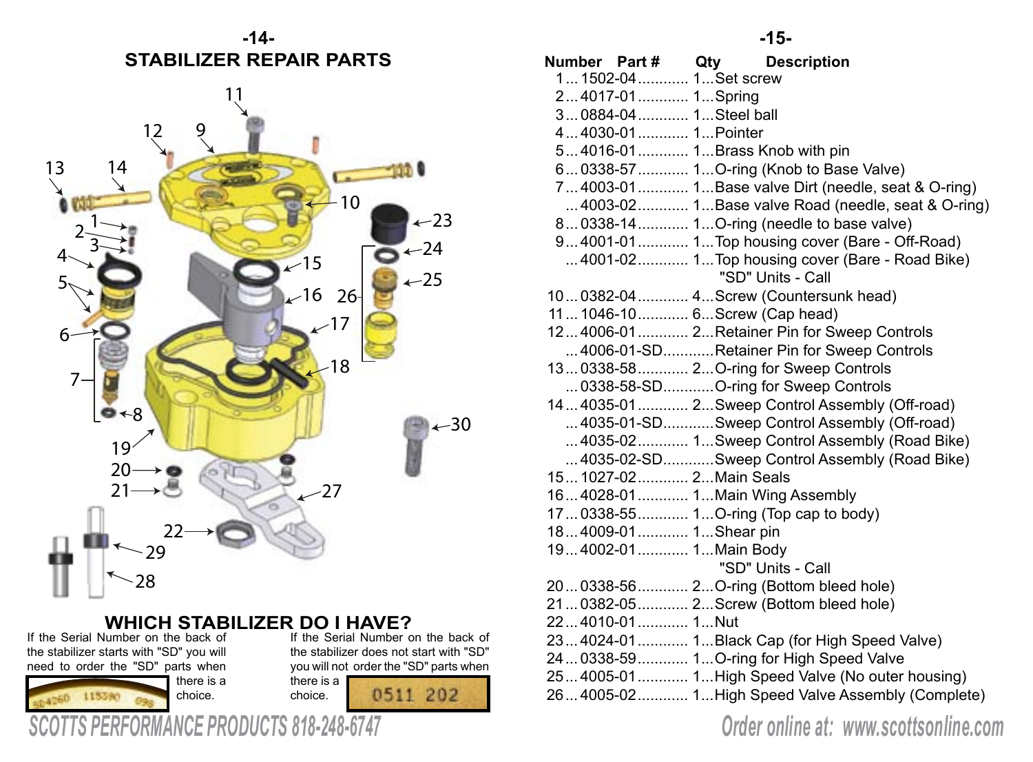## STABILIZER REPAIR PARTS

## WHICH STABILIZER DO I HAVE?

If the Serial Number on the back of the stabilizer starts with "SD" you will need to order the "SD" parts when there is a choice.

If the Serial Number on the back of the stabilizer does not start with "SD" you will not order the "SD" parts when there is a choice.

| Number | Part # | Qty | Description |
|---|---|---|---|
| 1 | 1502-04 | 1 | Set screw |
| 2 | 4017-01 | 1 | Spring |
| 3 | 0884-04 | 1 | Steel ball |
| 4 | 4030-01 | 1 | Pointer |
| 5 | 4016-01 | 1 | Brass Knob with pin |
| 6 | 0338-57 | 1 | O-ring (Knob to Base Valve) |
| 7 | 4003-01 | 1 | Base valve Dirt (needle, seat & O-ring) |
| | 4003-02 | 1 | Base valve Road (needle, seat & O-ring) |
| 8 | 0338-14 | 1 | O-ring (needle to base valve) |
| 9 | 4001-01 | 1 | Top housing cover (Bare - Off-Road) |
| | 4001-02 | 1 | Top housing cover (Bare - Road Bike) "SD" Units - Call |
| 10 | 0382-04 | 4 | Screw (Countersunk head) |
| 11 | 1046-10 | 6 | Screw (Cap head) |
| 12 | 4006-01 | 2 | Retainer Pin for Sweep Controls |
| | 4006-01-SD | | Retainer Pin for Sweep Controls |
| 13 | 0338-58 | 2 | O-ring for Sweep Controls |
| | 0338-58-SD | | O-ring for Sweep Controls |
| 14 | 4035-01 | 2 | Sweep Control Assembly (Off-road) |
| | 4035-01-SD | | Sweep Control Assembly (Off-road) |
| | 4035-02 | 1 | Sweep Control Assembly (Road Bike) |
| | 4035-02-SD | | Sweep Control Assembly (Road Bike) |
| 15 | 1027-02 | 2 | Main Seals |
| 16 | 4028-01 | 1 | Main Wing Assembly |
| 17 | 0338-55 | 1 | O-ring (Top cap to body) |
| 18 | 4009-01 | 1 | Shear pin |
| 19 | 4002-01 | 1 | Main Body "SD" Units - Call |
| 20 | 0338-56 | 2 | O-ring (Bottom bleed hole) |
| 21 | 0382-05 | 2 | Screw (Bottom bleed hole) |
| 22 | 4010-01 | 1 | Nut |
| 23 | 4024-01 | 1 | Black Cap (for High Speed Valve) |
| 24 | 0338-59 | 1 | O-ring for High Speed Valve |
| 25 | 4005-01 | 1 | High Speed Valve (No outer housing) |
| 26 | 4005-02 | 1 | High Speed Valve Assembly (Complete) |

SCOTTS PERFORMANCE PRODUCTS 818-248-6747

Order online at: www.scottsonline.com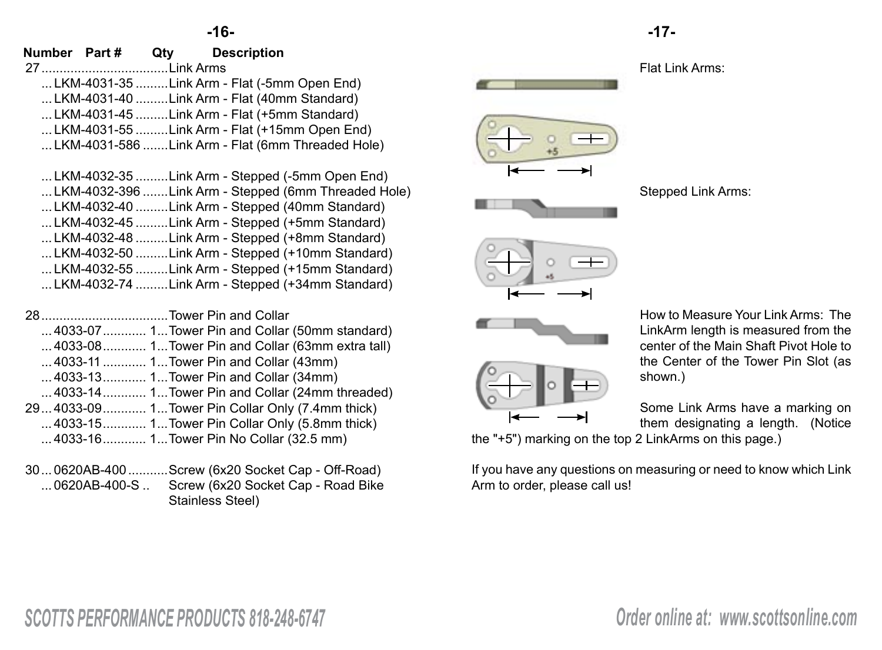| Number | Part # | Qty | Description |
|---|---|---|---|
| 27 | | | Link Arms |
| | LKM-4031-35 | | Link Arm - Flat (-5mm Open End) |
| | LKM-4031-40 | | Link Arm - Flat (40mm Standard) |
| | LKM-4031-45 | | Link Arm - Flat (+5mm Standard) |
| | LKM-4031-55 | | Link Arm - Flat (+15mm Open End) |
| | LKM-4031-586 | | Link Arm - Flat (6mm Threaded Hole) |
| | LKM-4032-35 | | Link Arm - Stepped (-5mm Open End) |
| | LKM-4032-396 | | Link Arm - Stepped (6mm Threaded Hole) |
| | LKM-4032-40 | | Link Arm - Stepped (40mm Standard) |
| | LKM-4032-45 | | Link Arm - Stepped (+5mm Standard) |
| | LKM-4032-48 | | Link Arm - Stepped (+8mm Standard) |
| | LKM-4032-50 | | Link Arm - Stepped (+10mm Standard) |
| | LKM-4032-55 | | Link Arm - Stepped (+15mm Standard) |
| | LKM-4032-74 | | Link Arm - Stepped (+34mm Standard) |
| 28 | | | Tower Pin and Collar |
| | 4033-07 | 1 | Tower Pin and Collar (50mm standard) |
| | 4033-08 | 1 | Tower Pin and Collar (63mm extra tall) |
| | 4033-11 | 1 | Tower Pin and Collar (43mm) |
| | 4033-13 | 1 | Tower Pin and Collar (34mm) |
| | 4033-14 | 1 | Tower Pin and Collar (24mm threaded) |
| 29 | 4033-09 | 1 | Tower Pin Collar Only (7.4mm thick) |
| | 4033-15 | 1 | Tower Pin Collar Only (5.8mm thick) |
| | 4033-16 | 1 | Tower Pin No Collar (32.5 mm) |
| 30 | 0620AB-400 | | Screw (6x20 Socket Cap - Off-Road) |
| | 0620AB-400-S | | Screw (6x20 Socket Cap - Road Bike Stainless Steel) |

Flat Link Arms:

Stepped Link Arms:

How to Measure Your Link Arms: The LinkArm length is measured from the center of the Main Shaft Pivot Hole to the Center of the Tower Pin Slot (as shown.)

Some Link Arms have a marking on them designating a length. (Notice the "+5") marking on the top 2 LinkArms on this page.)

If you have any questions on measuring or need to know which Link Arm to order, please call us!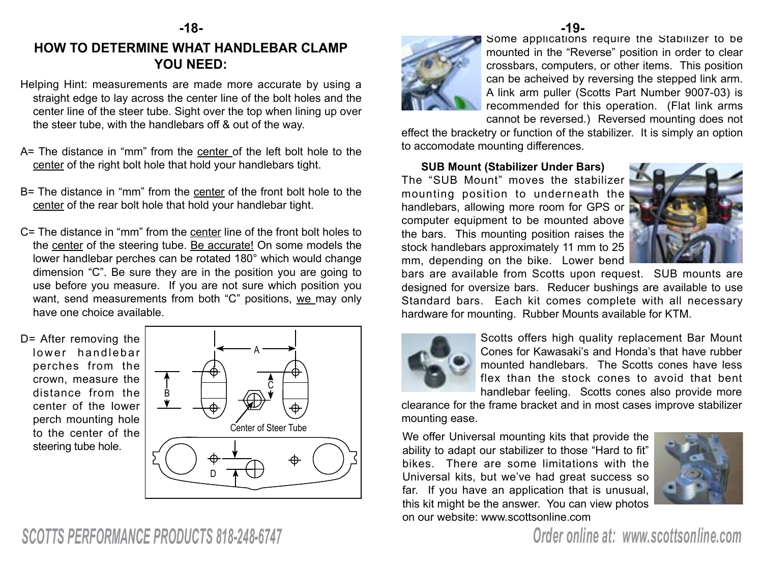## HOW TO DETERMINE WHAT HANDLEBAR CLAMP YOU NEED:

Helping Hint: measurements are made more accurate by using a straight edge to lay across the center line of the bolt holes and the center line of the steer tube. Sight over the top when lining up over the steer tube, with the handlebars off & out of the way.

A= The distance in "mm" from the center of the left bolt hole to the center of the right bolt hole that hold your handlebars tight.

B= The distance in "mm" from the center of the front bolt hole to the center of the rear bolt hole that hold your handlebar tight.

C= The distance in "mm" from the center line of the front bolt holes to the center of the steering tube. Be accurate! On some models the lower handlebar perches can be rotated 180° which would change dimension "C". Be sure they are in the position you are going to use before you measure. If you are not sure which position you want, send measurements from both "C" positions, we may only have one choice available.

D= After removing the lower handlebar perches from the crown, measure the distance from the center of the lower perch mounting hole to the center of the steering tube hole.

A

B

C

Center of Steer Tube

D

Some applications require the Stabilizer to be mounted in the "Reverse" position in order to clear crossbars, computers, or other items. This position can be acheived by reversing the stepped link arm. A link arm puller (Scotts Part Number 9007-03) is recommended for this operation. (Flat link arms cannot be reversed.) Reversed mounting does not effect the bracketry or function of the stabilizer. It is simply an option to accomodate mounting differences.

**SUB Mount (Stabilizer Under Bars)**

The "SUB Mount" moves the stabilizer mounting position to underneath the handlebars, allowing more room for GPS or computer equipment to be mounted above the bars. This mounting position raises the stock handlebars approximately 11 mm to 25 mm, depending on the bike. Lower bend bars are available from Scotts upon request. SUB mounts are designed for oversize bars. Reducer bushings are available to use Standard bars. Each kit comes complete with all necessary hardware for mounting. Rubber Mounts available for KTM.

Scotts offers high quality replacement Bar Mount Cones for Kawasaki's and Honda's that have rubber mounted handlebars. The Scotts cones have less flex than the stock cones to avoid that bent handlebar feeling. Scotts cones also provide more clearance for the frame bracket and in most cases improve stabilizer mounting ease.

We offer Universal mounting kits that provide the ability to adapt our stabilizer to those "Hard to fit" bikes. There are some limitations with the Universal kits, but we've had great success so far. If you have an application that is unusual, this kit might be the answer. You can view photos on our website: www.scottsonline.com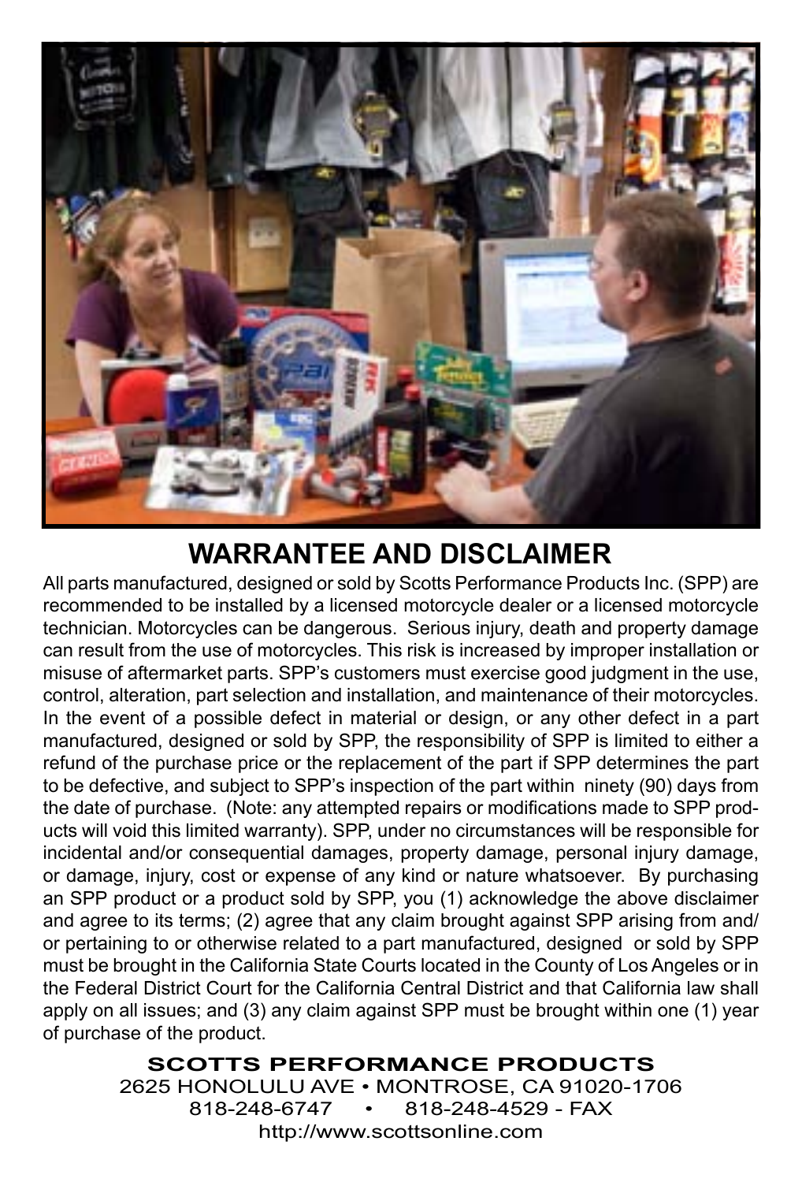## WARRANTEE AND DISCLAIMER

All parts manufactured, designed or sold by Scotts Performance Products Inc. (SPP) are recommended to be installed by a licensed motorcycle dealer or a licensed motorcycle technician. Motorcycles can be dangerous. Serious injury, death and property damage can result from the use of motorcycles. This risk is increased by improper installation or misuse of aftermarket parts. SPP's customers must exercise good judgment in the use, control, alteration, part selection and installation, and maintenance of their motorcycles. In the event of a possible defect in material or design, or any other defect in a part manufactured, designed or sold by SPP, the responsibility of SPP is limited to either a refund of the purchase price or the replacement of the part if SPP determines the part to be defective, and subject to SPP's inspection of the part within ninety (90) days from the date of purchase. (Note: any attempted repairs or modifications made to SPP products will void this limited warranty). SPP, under no circumstances will be responsible for incidental and/or consequential damages, property damage, personal injury damage, or damage, injury, cost or expense of any kind or nature whatsoever. By purchasing an SPP product or a product sold by SPP, you (1) acknowledge the above disclaimer and agree to its terms; (2) agree that any claim brought against SPP arising from and/or pertaining to or otherwise related to a part manufactured, designed or sold by SPP must be brought in the California State Courts located in the County of Los Angeles or in the Federal District Court for the California Central District and that California law shall apply on all issues; and (3) any claim against SPP must be brought within one (1) year of purchase of the product.

**SCOTTS PERFORMANCE PRODUCTS**
2625 HONOLULU AVE • MONTROSE, CA 91020-1706
818-248-6747 • 818-248-4529 - FAX
http://www.scottsonline.com